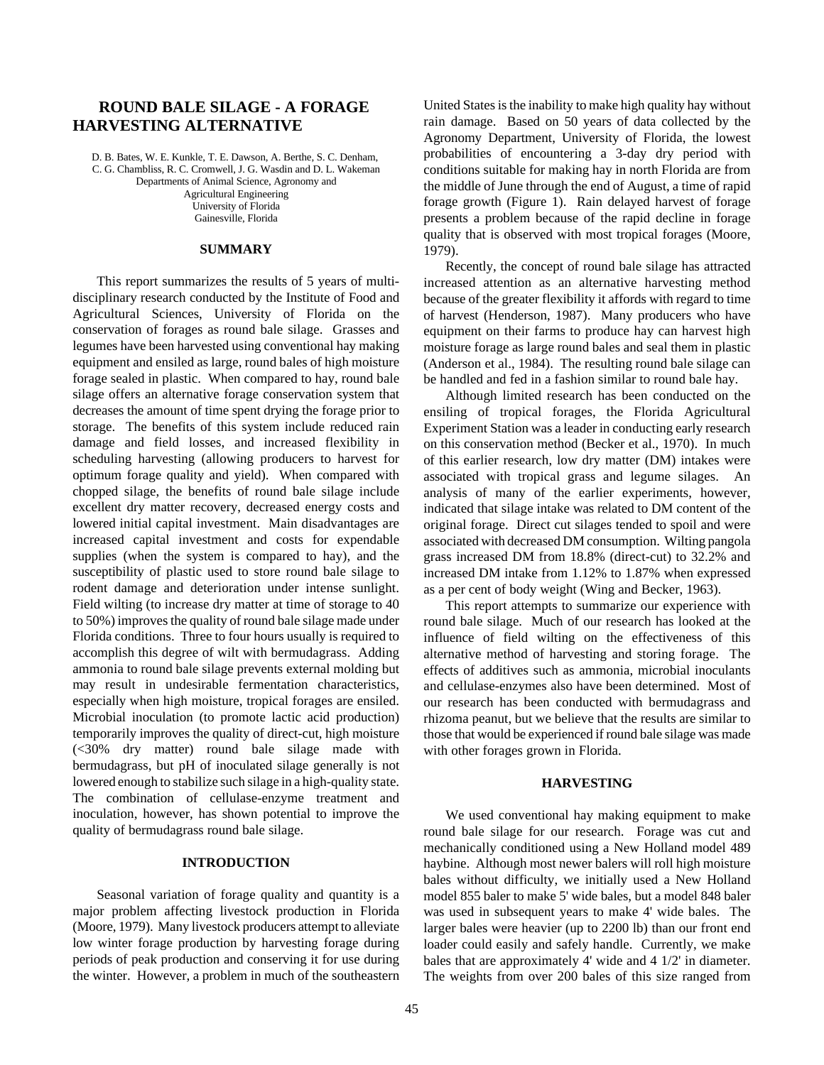# ROUND BALE SILAGE - A FORAGE HARVESTING ALTERNATIVE

D. B. Bates, W. E. Kunkle, T. E. Dawson, A. Berthe, S. C. Denham, C. G. Chambliss, R. C. Cromwell, J. G. Wasdin and D. L. Wakeman
Departments of Animal Science, Agronomy and Agricultural Engineering
University of Florida
Gainesville, Florida

## SUMMARY

This report summarizes the results of 5 years of multi-disciplinary research conducted by the Institute of Food and Agricultural Sciences, University of Florida on the conservation of forages as round bale silage. Grasses and legumes have been harvested using conventional hay making equipment and ensiled as large, round bales of high moisture forage sealed in plastic. When compared to hay, round bale silage offers an alternative forage conservation system that decreases the amount of time spent drying the forage prior to storage. The benefits of this system include reduced rain damage and field losses, and increased flexibility in scheduling harvesting (allowing producers to harvest for optimum forage quality and yield). When compared with chopped silage, the benefits of round bale silage include excellent dry matter recovery, decreased energy costs and lowered initial capital investment. Main disadvantages are increased capital investment and costs for expendable supplies (when the system is compared to hay), and the susceptibility of plastic used to store round bale silage to rodent damage and deterioration under intense sunlight. Field wilting (to increase dry matter at time of storage to 40 to 50%) improves the quality of round bale silage made under Florida conditions. Three to four hours usually is required to accomplish this degree of wilt with bermudagrass. Adding ammonia to round bale silage prevents external molding but may result in undesirable fermentation characteristics, especially when high moisture, tropical forages are ensiled. Microbial inoculation (to promote lactic acid production) temporarily improves the quality of direct-cut, high moisture (<30% dry matter) round bale silage made with bermudagrass, but pH of inoculated silage generally is not lowered enough to stabilize such silage in a high-quality state. The combination of cellulase-enzyme treatment and inoculation, however, has shown potential to improve the quality of bermudagrass round bale silage.

## INTRODUCTION

Seasonal variation of forage quality and quantity is a major problem affecting livestock production in Florida (Moore, 1979). Many livestock producers attempt to alleviate low winter forage production by harvesting forage during periods of peak production and conserving it for use during the winter. However, a problem in much of the southeastern United States is the inability to make high quality hay without rain damage. Based on 50 years of data collected by the Agronomy Department, University of Florida, the lowest probabilities of encountering a 3-day dry period with conditions suitable for making hay in north Florida are from the middle of June through the end of August, a time of rapid forage growth (Figure 1). Rain delayed harvest of forage presents a problem because of the rapid decline in forage quality that is observed with most tropical forages (Moore, 1979).

Recently, the concept of round bale silage has attracted increased attention as an alternative harvesting method because of the greater flexibility it affords with regard to time of harvest (Henderson, 1987). Many producers who have equipment on their farms to produce hay can harvest high moisture forage as large round bales and seal them in plastic (Anderson et al., 1984). The resulting round bale silage can be handled and fed in a fashion similar to round bale hay.

Although limited research has been conducted on the ensiling of tropical forages, the Florida Agricultural Experiment Station was a leader in conducting early research on this conservation method (Becker et al., 1970). In much of this earlier research, low dry matter (DM) intakes were associated with tropical grass and legume silages. An analysis of many of the earlier experiments, however, indicated that silage intake was related to DM content of the original forage. Direct cut silages tended to spoil and were associated with decreased DM consumption. Wilting pangola grass increased DM from 18.8% (direct-cut) to 32.2% and increased DM intake from 1.12% to 1.87% when expressed as a per cent of body weight (Wing and Becker, 1963).

This report attempts to summarize our experience with round bale silage. Much of our research has looked at the influence of field wilting on the effectiveness of this alternative method of harvesting and storing forage. The effects of additives such as ammonia, microbial inoculants and cellulase-enzymes also have been determined. Most of our research has been conducted with bermudagrass and rhizoma peanut, but we believe that the results are similar to those that would be experienced if round bale silage was made with other forages grown in Florida.

## HARVESTING

We used conventional hay making equipment to make round bale silage for our research. Forage was cut and mechanically conditioned using a New Holland model 489 haybine. Although most newer balers will roll high moisture bales without difficulty, we initially used a New Holland model 855 baler to make 5' wide bales, but a model 848 baler was used in subsequent years to make 4' wide bales. The larger bales were heavier (up to 2200 lb) than our front end loader could easily and safely handle. Currently, we make bales that are approximately 4' wide and 4 1/2' in diameter. The weights from over 200 bales of this size ranged from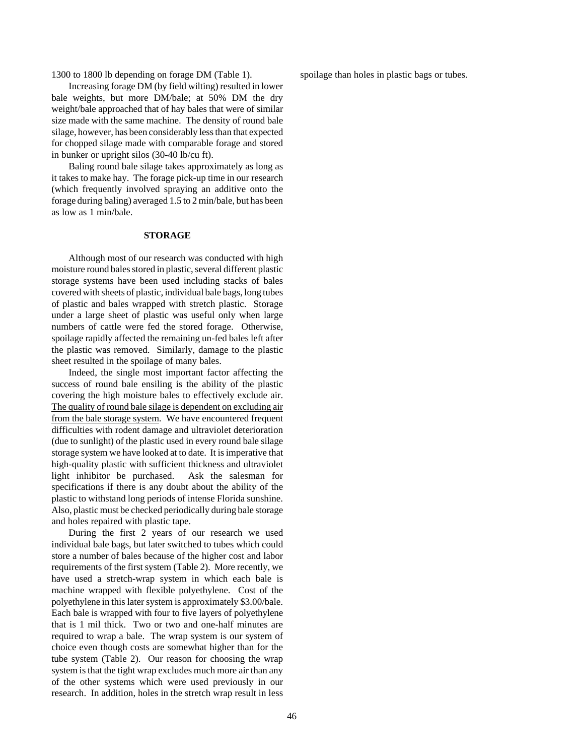1300 to 1800 lb depending on forage DM (Table 1).

Increasing forage DM (by field wilting) resulted in lower bale weights, but more DM/bale; at 50% DM the dry weight/bale approached that of hay bales that were of similar size made with the same machine. The density of round bale silage, however, has been considerably less than that expected for chopped silage made with comparable forage and stored in bunker or upright silos (30-40 lb/cu ft).

Baling round bale silage takes approximately as long as it takes to make hay. The forage pick-up time in our research (which frequently involved spraying an additive onto the forage during baling) averaged 1.5 to 2 min/bale, but has been as low as 1 min/bale.

## STORAGE

Although most of our research was conducted with high moisture round bales stored in plastic, several different plastic storage systems have been used including stacks of bales covered with sheets of plastic, individual bale bags, long tubes of plastic and bales wrapped with stretch plastic. Storage under a large sheet of plastic was useful only when large numbers of cattle were fed the stored forage. Otherwise, spoilage rapidly affected the remaining un-fed bales left after the plastic was removed. Similarly, damage to the plastic sheet resulted in the spoilage of many bales.

Indeed, the single most important factor affecting the success of round bale ensiling is the ability of the plastic covering the high moisture bales to effectively exclude air. <u>The quality of round bale silage is dependent on excluding air from the bale storage system</u>. We have encountered frequent difficulties with rodent damage and ultraviolet deterioration (due to sunlight) of the plastic used in every round bale silage storage system we have looked at to date. It is imperative that high-quality plastic with sufficient thickness and ultraviolet light inhibitor be purchased. Ask the salesman for specifications if there is any doubt about the ability of the plastic to withstand long periods of intense Florida sunshine. Also, plastic must be checked periodically during bale storage and holes repaired with plastic tape.

During the first 2 years of our research we used individual bale bags, but later switched to tubes which could store a number of bales because of the higher cost and labor requirements of the first system (Table 2). More recently, we have used a stretch-wrap system in which each bale is machine wrapped with flexible polyethylene. Cost of the polyethylene in this later system is approximately $3.00/bale. Each bale is wrapped with four to five layers of polyethylene that is 1 mil thick. Two or two and one-half minutes are required to wrap a bale. The wrap system is our system of choice even though costs are somewhat higher than for the tube system (Table 2). Our reason for choosing the wrap system is that the tight wrap excludes much more air than any of the other systems which were used previously in our research. In addition, holes in the stretch wrap result in less spoilage than holes in plastic bags or tubes.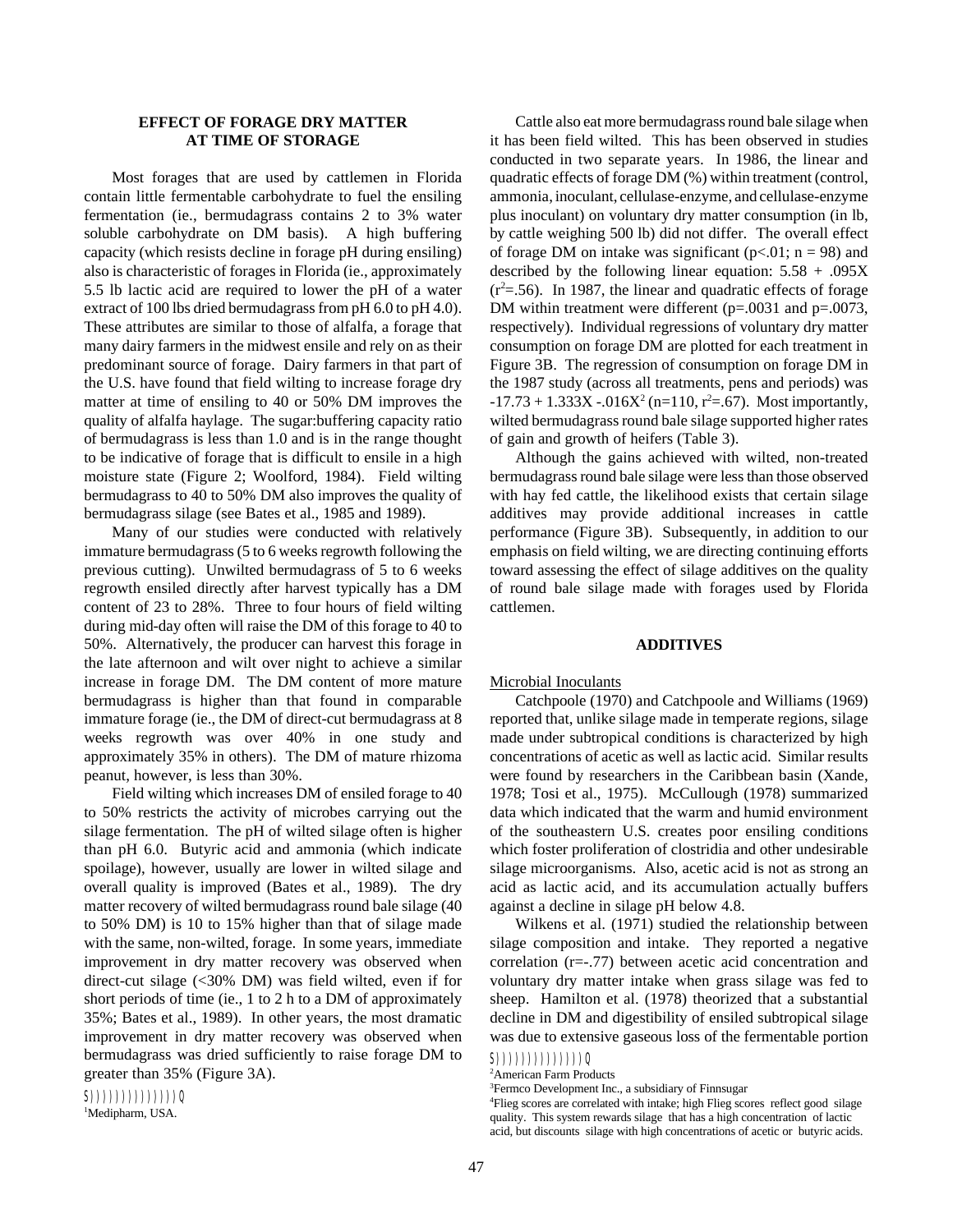## EFFECT OF FORAGE DRY MATTER AT TIME OF STORAGE

Most forages that are used by cattlemen in Florida contain little fermentable carbohydrate to fuel the ensiling fermentation (ie., bermudagrass contains 2 to 3% water soluble carbohydrate on DM basis). A high buffering capacity (which resists decline in forage pH during ensiling) also is characteristic of forages in Florida (ie., approximately 5.5 lb lactic acid are required to lower the pH of a water extract of 100 lbs dried bermudagrass from pH 6.0 to pH 4.0). These attributes are similar to those of alfalfa, a forage that many dairy farmers in the midwest ensile and rely on as their predominant source of forage. Dairy farmers in that part of the U.S. have found that field wilting to increase forage dry matter at time of ensiling to 40 or 50% DM improves the quality of alfalfa haylage. The sugar:buffering capacity ratio of bermudagrass is less than 1.0 and is in the range thought to be indicative of forage that is difficult to ensile in a high moisture state (Figure 2; Woolford, 1984). Field wilting bermudagrass to 40 to 50% DM also improves the quality of bermudagrass silage (see Bates et al., 1985 and 1989).

Many of our studies were conducted with relatively immature bermudagrass (5 to 6 weeks regrowth following the previous cutting). Unwilted bermudagrass of 5 to 6 weeks regrowth ensiled directly after harvest typically has a DM content of 23 to 28%. Three to four hours of field wilting during mid-day often will raise the DM of this forage to 40 to 50%. Alternatively, the producer can harvest this forage in the late afternoon and wilt over night to achieve a similar increase in forage DM. The DM content of more mature bermudagrass is higher than that found in comparable immature forage (ie., the DM of direct-cut bermudagrass at 8 weeks regrowth was over 40% in one study and approximately 35% in others). The DM of mature rhizoma peanut, however, is less than 30%.

Field wilting which increases DM of ensiled forage to 40 to 50% restricts the activity of microbes carrying out the silage fermentation. The pH of wilted silage often is higher than pH 6.0. Butyric acid and ammonia (which indicate spoilage), however, usually are lower in wilted silage and overall quality is improved (Bates et al., 1989). The dry matter recovery of wilted bermudagrass round bale silage (40 to 50% DM) is 10 to 15% higher than that of silage made with the same, non-wilted, forage. In some years, immediate improvement in dry matter recovery was observed when direct-cut silage (<30% DM) was field wilted, even if for short periods of time (ie., 1 to 2 h to a DM of approximately 35%; Bates et al., 1989). In other years, the most dramatic improvement in dry matter recovery was observed when bermudagrass was dried sufficiently to raise forage DM to greater than 35% (Figure 3A).

[1]Medipharm, USA.

Cattle also eat more bermudagrass round bale silage when it has been field wilted. This has been observed in studies conducted in two separate years. In 1986, the linear and quadratic effects of forage DM (%) within treatment (control, ammonia, inoculant, cellulase-enzyme, and cellulase-enzyme plus inoculant) on voluntary dry matter consumption (in lb, by cattle weighing 500 lb) did not differ. The overall effect of forage DM on intake was significant ($p<.01$; $n = 98$) and described by the following linear equation: $5.58 + .095X$ ($r^2=.56$). In 1987, the linear and quadratic effects of forage DM within treatment were different ($p=.0031$ and $p=.0073$, respectively). Individual regressions of voluntary dry matter consumption on forage DM are plotted for each treatment in Figure 3B. The regression of consumption on forage DM in the 1987 study (across all treatments, pens and periods) was $-17.73 + 1.333X - .016X^2$ ($n=110$, $r^2=.67$). Most importantly, wilted bermudagrass round bale silage supported higher rates of gain and growth of heifers (Table 3).

Although the gains achieved with wilted, non-treated bermudagrass round bale silage were less than those observed with hay fed cattle, the likelihood exists that certain silage additives may provide additional increases in cattle performance (Figure 3B). Subsequently, in addition to our emphasis on field wilting, we are directing continuing efforts toward assessing the effect of silage additives on the quality of round bale silage made with forages used by Florida cattlemen.

## ADDITIVES

Microbial Inoculants

Catchpoole (1970) and Catchpoole and Williams (1969) reported that, unlike silage made in temperate regions, silage made under subtropical conditions is characterized by high concentrations of acetic as well as lactic acid. Similar results were found by researchers in the Caribbean basin (Xande, 1978; Tosi et al., 1975). McCullough (1978) summarized data which indicated that the warm and humid environment of the southeastern U.S. creates poor ensiling conditions which foster proliferation of clostridia and other undesirable silage microorganisms. Also, acetic acid is not as strong an acid as lactic acid, and its accumulation actually buffers against a decline in silage pH below 4.8.

Wilkens et al. (1971) studied the relationship between silage composition and intake. They reported a negative correlation ($r=-.77$) between acetic acid concentration and voluntary dry matter intake when grass silage was fed to sheep. Hamilton et al. (1978) theorized that a substantial decline in DM and digestibility of ensiled subtropical silage was due to extensive gaseous loss of the fermentable portion

[2]American Farm Products

[3]Fermco Development Inc., a subsidiary of Finnsugar

[4]Flieg scores are correlated with intake; high Flieg scores reflect good silage quality. This system rewards silage that has a high concentration of lactic acid, but discounts silage with high concentrations of acetic or butyric acids.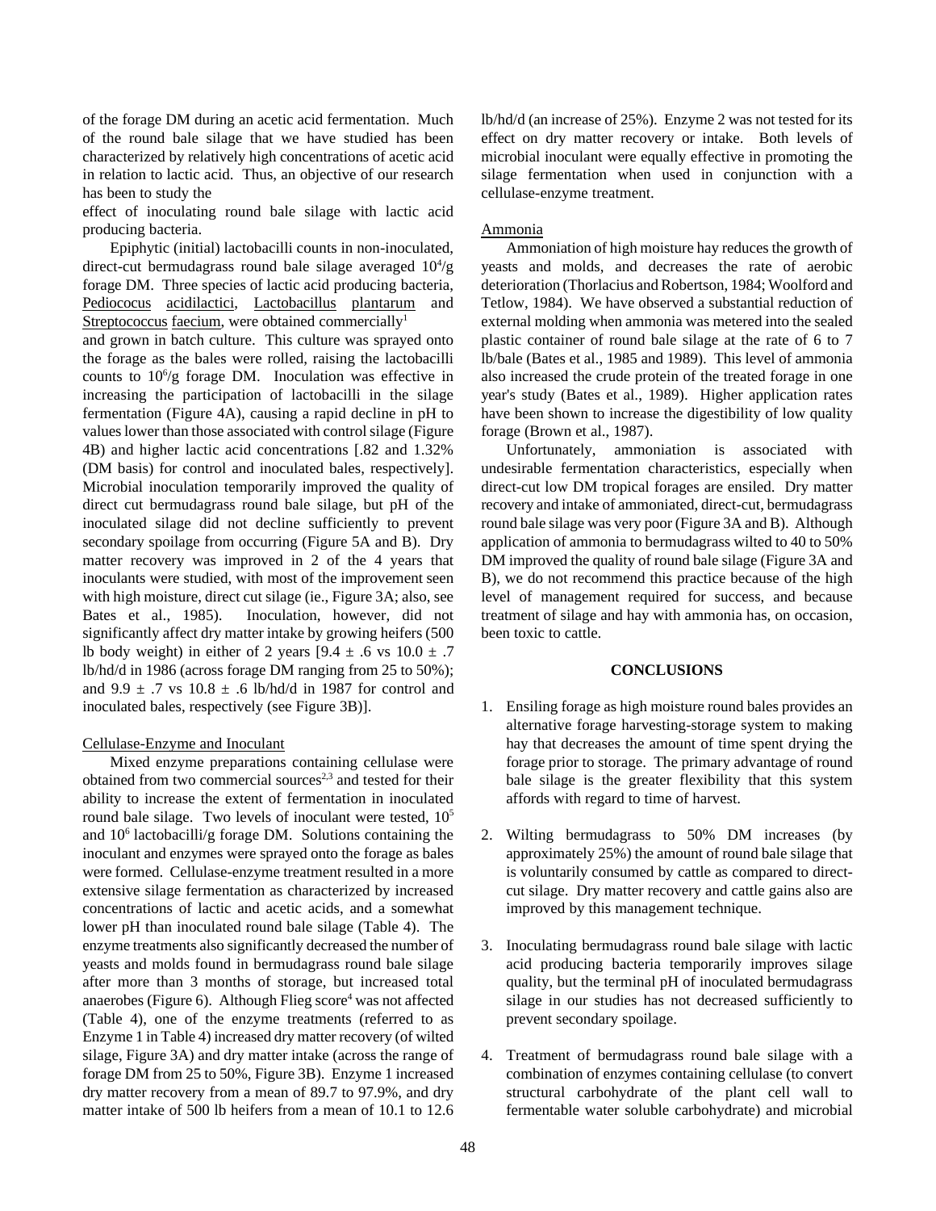of the forage DM during an acetic acid fermentation. Much of the round bale silage that we have studied has been characterized by relatively high concentrations of acetic acid in relation to lactic acid. Thus, an objective of our research has been to study the effect of inoculating round bale silage with lactic acid producing bacteria.

Epiphytic (initial) lactobacilli counts in non-inoculated, direct-cut bermudagrass round bale silage averaged $10^4$/g forage DM. Three species of lactic acid producing bacteria, Pediococus acidilactici, Lactobacillus plantarum and Streptococcus faecium, were obtained commercially[1] and grown in batch culture. This culture was sprayed onto the forage as the bales were rolled, raising the lactobacilli counts to $10^6$/g forage DM. Inoculation was effective in increasing the participation of lactobacilli in the silage fermentation (Figure 4A), causing a rapid decline in pH to values lower than those associated with control silage (Figure 4B) and higher lactic acid concentrations [.82 and 1.32% (DM basis) for control and inoculated bales, respectively]. Microbial inoculation temporarily improved the quality of direct cut bermudagrass round bale silage, but pH of the inoculated silage did not decline sufficiently to prevent secondary spoilage from occurring (Figure 5A and B). Dry matter recovery was improved in 2 of the 4 years that inoculants were studied, with most of the improvement seen with high moisture, direct cut silage (ie., Figure 3A; also, see Bates et al., 1985). Inoculation, however, did not significantly affect dry matter intake by growing heifers (500 lb body weight) in either of 2 years [$9.4 \pm .6$ vs $10.0 \pm .7$ lb/hd/d in 1986 (across forage DM ranging from 25 to 50%); and $9.9 \pm .7$ vs $10.8 \pm .6$ lb/hd/d in 1987 for control and inoculated bales, respectively (see Figure 3B)].

Cellulase-Enzyme and Inoculant

Mixed enzyme preparations containing cellulase were obtained from two commercial sources[2,3] and tested for their ability to increase the extent of fermentation in inoculated round bale silage. Two levels of inoculant were tested, $10^5$ and $10^6$ lactobacilli/g forage DM. Solutions containing the inoculant and enzymes were sprayed onto the forage as bales were formed. Cellulase-enzyme treatment resulted in a more extensive silage fermentation as characterized by increased concentrations of lactic and acetic acids, and a somewhat lower pH than inoculated round bale silage (Table 4). The enzyme treatments also significantly decreased the number of yeasts and molds found in bermudagrass round bale silage after more than 3 months of storage, but increased total anaerobes (Figure 6). Although Flieg score[4] was not affected (Table 4), one of the enzyme treatments (referred to as Enzyme 1 in Table 4) increased dry matter recovery (of wilted silage, Figure 3A) and dry matter intake (across the range of forage DM from 25 to 50%, Figure 3B). Enzyme 1 increased dry matter recovery from a mean of 89.7 to 97.9%, and dry matter intake of 500 lb heifers from a mean of 10.1 to 12.6 lb/hd/d (an increase of 25%). Enzyme 2 was not tested for its effect on dry matter recovery or intake. Both levels of microbial inoculant were equally effective in promoting the silage fermentation when used in conjunction with a cellulase-enzyme treatment.

Ammonia

Ammoniation of high moisture hay reduces the growth of yeasts and molds, and decreases the rate of aerobic deterioration (Thorlacius and Robertson, 1984; Woolford and Tetlow, 1984). We have observed a substantial reduction of external molding when ammonia was metered into the sealed plastic container of round bale silage at the rate of 6 to 7 lb/bale (Bates et al., 1985 and 1989). This level of ammonia also increased the crude protein of the treated forage in one year's study (Bates et al., 1989). Higher application rates have been shown to increase the digestibility of low quality forage (Brown et al., 1987).

Unfortunately, ammoniation is associated with undesirable fermentation characteristics, especially when direct-cut low DM tropical forages are ensiled. Dry matter recovery and intake of ammoniated, direct-cut, bermudagrass round bale silage was very poor (Figure 3A and B). Although application of ammonia to bermudagrass wilted to 40 to 50% DM improved the quality of round bale silage (Figure 3A and B), we do not recommend this practice because of the high level of management required for success, and because treatment of silage and hay with ammonia has, on occasion, been toxic to cattle.

## CONCLUSIONS

1. Ensiling forage as high moisture round bales provides an alternative forage harvesting-storage system to making hay that decreases the amount of time spent drying the forage prior to storage. The primary advantage of round bale silage is the greater flexibility that this system affords with regard to time of harvest.

2. Wilting bermudagrass to 50% DM increases (by approximately 25%) the amount of round bale silage that is voluntarily consumed by cattle as compared to direct-cut silage. Dry matter recovery and cattle gains also are improved by this management technique.

3. Inoculating bermudagrass round bale silage with lactic acid producing bacteria temporarily improves silage quality, but the terminal pH of inoculated bermudagrass silage in our studies has not decreased sufficiently to prevent secondary spoilage.

4. Treatment of bermudagrass round bale silage with a combination of enzymes containing cellulase (to convert structural carbohydrate of the plant cell wall to fermentable water soluble carbohydrate) and microbial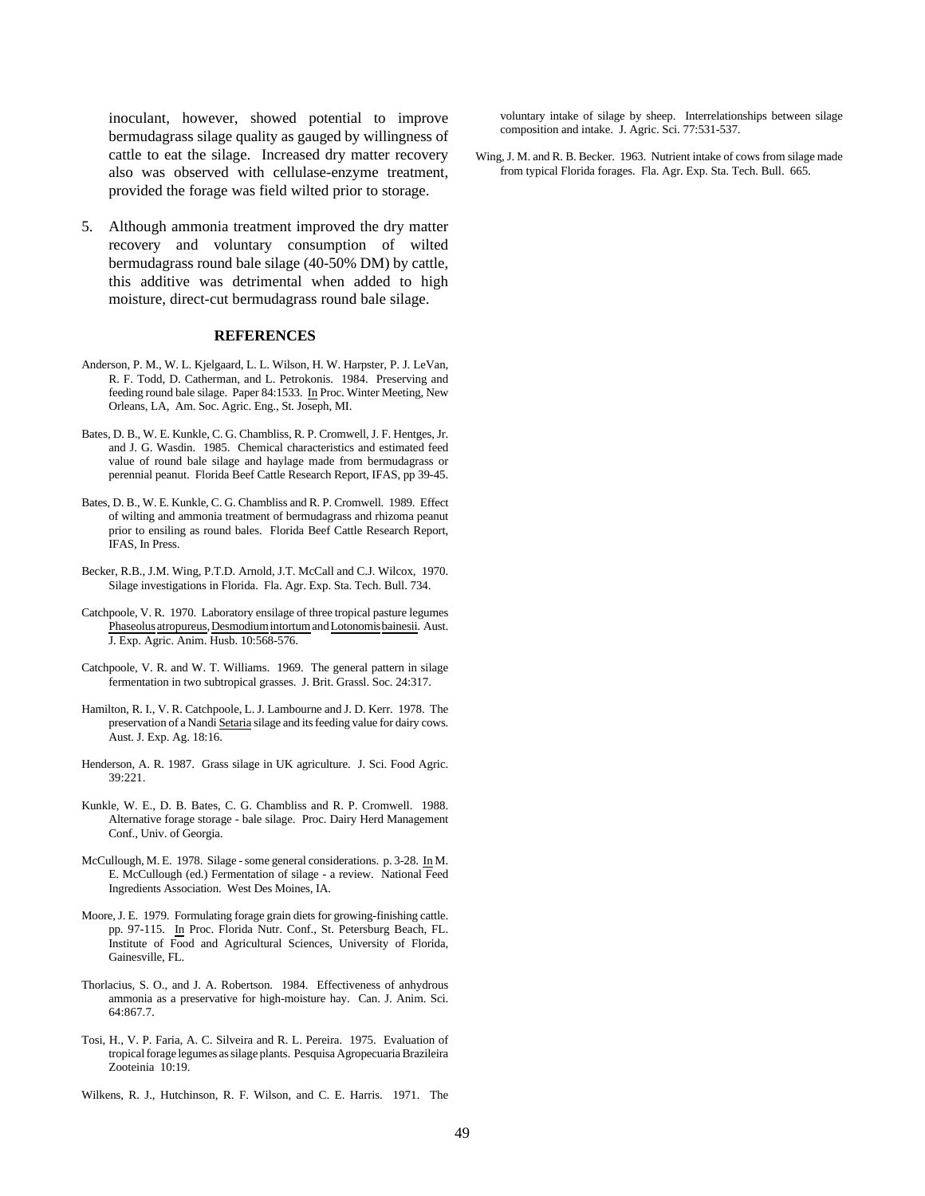inoculant, however, showed potential to improve bermudagrass silage quality as gauged by willingness of cattle to eat the silage. Increased dry matter recovery also was observed with cellulase-enzyme treatment, provided the forage was field wilted prior to storage.

5. Although ammonia treatment improved the dry matter recovery and voluntary consumption of wilted bermudagrass round bale silage (40-50% DM) by cattle, this additive was detrimental when added to high moisture, direct-cut bermudagrass round bale silage.

## REFERENCES

Anderson, P. M., W. L. Kjelgaard, L. L. Wilson, H. W. Harpster, P. J. LeVan, R. F. Todd, D. Catherman, and L. Petrokonis. 1984. Preserving and feeding round bale silage. Paper 84:1533. In Proc. Winter Meeting, New Orleans, LA, Am. Soc. Agric. Eng., St. Joseph, MI.

Bates, D. B., W. E. Kunkle, C. G. Chambliss, R. P. Cromwell, J. F. Hentges, Jr. and J. G. Wasdin. 1985. Chemical characteristics and estimated feed value of round bale silage and haylage made from bermudagrass or perennial peanut. Florida Beef Cattle Research Report, IFAS, pp 39-45.

Bates, D. B., W. E. Kunkle, C. G. Chambliss and R. P. Cromwell. 1989. Effect of wilting and ammonia treatment of bermudagrass and rhizoma peanut prior to ensiling as round bales. Florida Beef Cattle Research Report, IFAS, In Press.

Becker, R.B., J.M. Wing, P.T.D. Arnold, J.T. McCall and C.J. Wilcox, 1970. Silage investigations in Florida. Fla. Agr. Exp. Sta. Tech. Bull. 734.

Catchpoole, V. R. 1970. Laboratory ensilage of three tropical pasture legumes Phaseolus atropureus, Desmodium intortum and Lotononis bainesii. Aust. J. Exp. Agric. Anim. Husb. 10:568-576.

Catchpoole, V. R. and W. T. Williams. 1969. The general pattern in silage fermentation in two subtropical grasses. J. Brit. Grassl. Soc. 24:317.

Hamilton, R. I., V. R. Catchpoole, L. J. Lambourne and J. D. Kerr. 1978. The preservation of a Nandi Setaria silage and its feeding value for dairy cows. Aust. J. Exp. Ag. 18:16.

Henderson, A. R. 1987. Grass silage in UK agriculture. J. Sci. Food Agric. 39:221.

Kunkle, W. E., D. B. Bates, C. G. Chambliss and R. P. Cromwell. 1988. Alternative forage storage - bale silage. Proc. Dairy Herd Management Conf., Univ. of Georgia.

McCullough, M. E. 1978. Silage - some general considerations. p. 3-28. In M. E. McCullough (ed.) Fermentation of silage - a review. National Feed Ingredients Association. West Des Moines, IA.

Moore, J. E. 1979. Formulating forage grain diets for growing-finishing cattle. pp. 97-115. In Proc. Florida Nutr. Conf., St. Petersburg Beach, FL. Institute of Food and Agricultural Sciences, University of Florida, Gainesville, FL.

Thorlacius, S. O., and J. A. Robertson. 1984. Effectiveness of anhydrous ammonia as a preservative for high-moisture hay. Can. J. Anim. Sci. 64:867.7.

Tosi, H., V. P. Faria, A. C. Silveira and R. L. Pereira. 1975. Evaluation of tropical forage legumes as silage plants. Pesquisa Agropecuaria Brazileira Zooteinia 10:19.

Wilkens, R. J., Hutchinson, R. F. Wilson, and C. E. Harris. 1971. The voluntary intake of silage by sheep. Interrelationships between silage composition and intake. J. Agric. Sci. 77:531-537.

Wing, J. M. and R. B. Becker. 1963. Nutrient intake of cows from silage made from typical Florida forages. Fla. Agr. Exp. Sta. Tech. Bull. 665.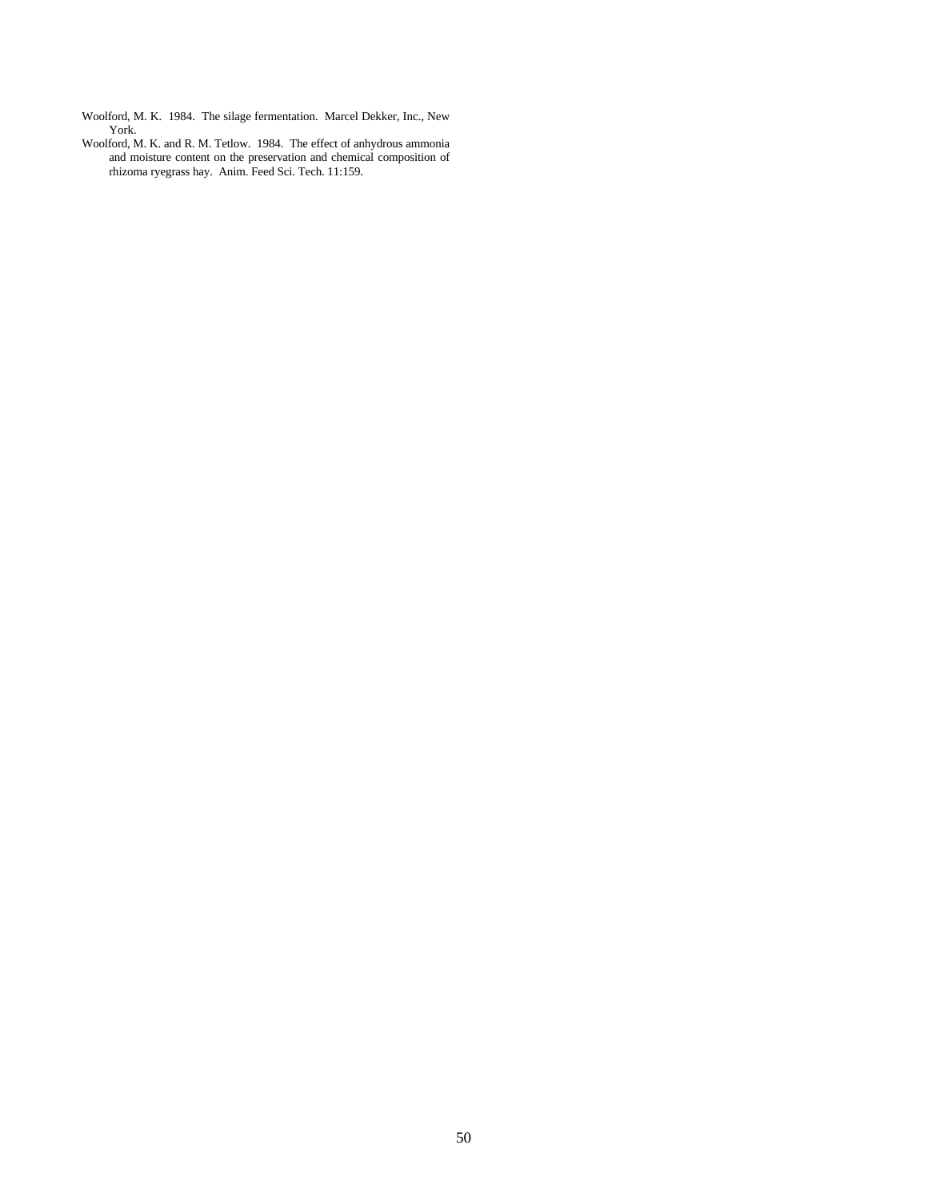Woolford, M. K. 1984. The silage fermentation. Marcel Dekker, Inc., New York.

Woolford, M. K. and R. M. Tetlow. 1984. The effect of anhydrous ammonia and moisture content on the preservation and chemical composition of rhizoma ryegrass hay. Anim. Feed Sci. Tech. 11:159.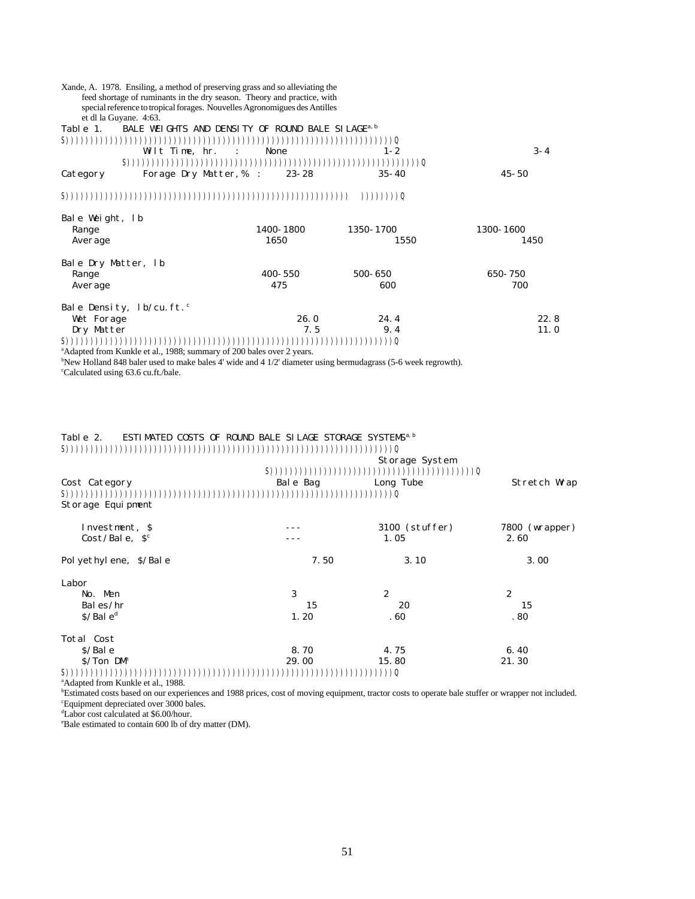Xande, A. 1978. Ensiling, a method of preserving grass and so alleviating the feed shortage of ruminants in the dry season. Theory and practice, with special reference to tropical forages. Nouvelles Agronomigues des Antilles et dl la Guyane. 4:63.

Table 1. BALE WEIGHTS AND DENSITY OF ROUND BALE SILAGE[a, b]

| Category | Wilt Time, hr. : | None | 1-2 | 3-4 |
|---|---|---|---|---|
| | Forage Dry Matter, % : | 23-28 | 35-40 | 45-50 |
| Bale Weight, lb | | | | |
| Range | | 1400-1800 | 1350-1700 | 1300-1600 |
| Average | | 1650 | 1550 | 1450 |
| Bale Dry Matter, lb | | | | |
| Range | | 400-550 | 500-650 | 650-750 |
| Average | | 475 | 600 | 700 |
| Bale Density, lb/cu.ft.[c] | | | | |
| Wet Forage | | 26.0 | 24.4 | 22.8 |
| Dry Matter | | 7.5 | 9.4 | 11.0 |

[a]Adapted from Kunkle et al., 1988; summary of 200 bales over 2 years.
[b]New Holland 848 baler used to make bales 4' wide and 4 1/2' diameter using bermudagrass (5-6 week regrowth).
[c]Calculated using 63.6 cu.ft./bale.

Table 2. ESTIMATED COSTS OF ROUND BALE SILAGE STORAGE SYSTEMS[a, b]

| Cost Category | Storage System | | |
|---|---|---|---|
| | Bale Bag | Long Tube | Stretch Wrap |
| Storage Equipment | | | |
| Investment, $ | --- | 3100 (stuffer) | 7800 (wrapper) |
| Cost/Bale, $[c] | --- | 1.05 | 2.60 |
| Polyethylene, $/Bale | 7.50 | 3.10 | 3.00 |
| Labor | | | |
| No. Men | 3 | 2 | 2 |
| Bales/hr | 15 | 20 | 15 |
| $/Bale[d] | 1.20 | .60 | .80 |
| Total Cost | | | |
| $/Bale | 8.70 | 4.75 | 6.40 |
| $/Ton DM[e] | 29.00 | 15.80 | 21.30 |

[a]Adapted from Kunkle et al., 1988.
[b]Estimated costs based on our experiences and 1988 prices, cost of moving equipment, tractor costs to operate bale stuffer or wrapper not included.
[c]Equipment depreciated over 3000 bales.
[d]Labor cost calculated at $6.00/hour.
[e]Bale estimated to contain 600 lb of dry matter (DM).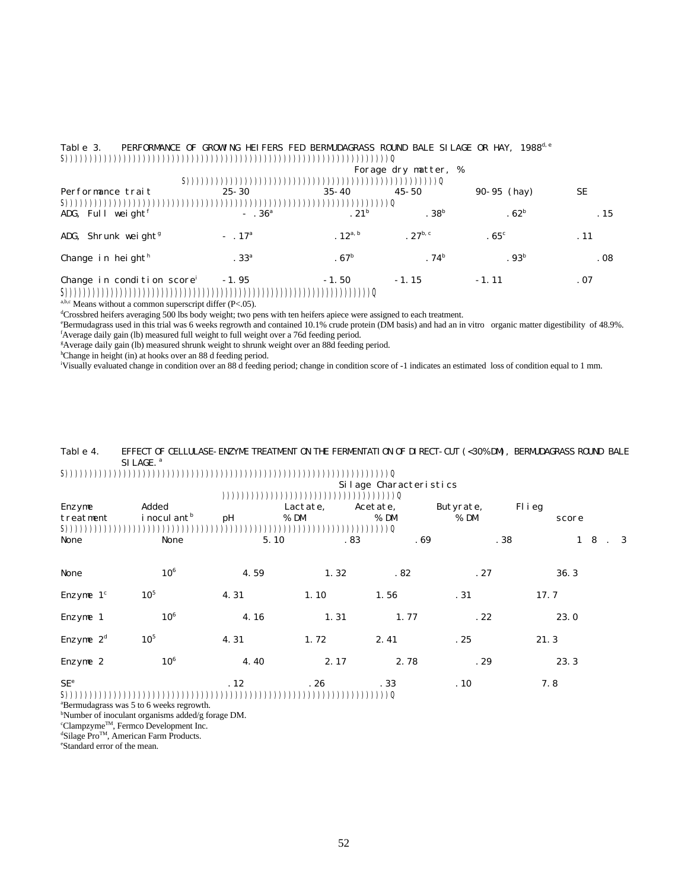Table 3. PERFORMANCE OF GROWING HEIFERS FED BERMUDAGRASS ROUND BALE SILAGE OR HAY, 1988[d,e]

| Performance trait | Forage dry matter, % | | | | SE |
|---|---|---|---|---|---|
| | 25-30 | 35-40 | 45-50 | 90-95 (hay) | |
| ADG, Full weight[f] | -.36[a] | .21[b] | .38[b] | .62[b] | .15 |
| ADG, Shrunk weight[g] | -.17[a] | .12[a,b] | .27[b,c] | .65[c] | .11 |
| Change in height[h] | .33[a] | .67[b] | .74[b] | .93[b] | .08 |
| Change in condition score[i] | -1.95 | -1.50 | -1.15 | -1.11 | .07 |

[a,b,c] Means without a common superscript differ ($P<.05$).

[d]Crossbred heifers averaging 500 lbs body weight; two pens with ten heifers apiece were assigned to each treatment.

[e]Bermudagrass used in this trial was 6 weeks regrowth and contained 10.1% crude protein (DM basis) and had an in vitro organic matter digestibility of 48.9%.

[f]Average daily gain (lb) measured full weight to full weight over a 76d feeding period.

[g]Average daily gain (lb) measured shrunk weight to shrunk weight over an 88d feeding period.

[h]Change in height (in) at hooks over an 88 d feeding period.

[i]Visually evaluated change in condition over an 88 d feeding period; change in condition score of -1 indicates an estimated loss of condition equal to 1 mm.

Table 4. EFFECT OF CELLULASE-ENZYME TREATMENT ON THE FERMENTATION OF DIRECT-CUT (<30% DM), BERMUDAGRASS ROUND BALE SILAGE.[a]

| Enzyme treatment | Added inoculant[b] | Silage Characteristics | | | | |
|---|---|---|---|---|---|---|
| | | pH | Lactate, % DM | Acetate, % DM | Butyrate, % DM | Flieg score |
| None | None | 5.10 | .83 | .69 | .38 | 18.3 |
| None | $10^6$ | 4.59 | 1.32 | .82 | .27 | 36.3 |
| Enzyme 1[c] | $10^5$ | 4.31 | 1.10 | 1.56 | .31 | 17.7 |
| Enzyme 1 | $10^6$ | 4.16 | 1.31 | 1.77 | .22 | 23.0 |
| Enzyme 2[d] | $10^5$ | 4.31 | 1.72 | 2.41 | .25 | 21.3 |
| Enzyme 2 | $10^6$ | 4.40 | 2.17 | 2.78 | .29 | 23.3 |
| SE[e] | | .12 | .26 | .33 | .10 | 7.8 |

[a]Bermudagrass was 5 to 6 weeks regrowth.

[b]Number of inoculant organisms added/g forage DM.

[c]Clampzyme™, Fermco Development Inc.

[d]Silage Pro™, American Farm Products.

[e]Standard error of the mean.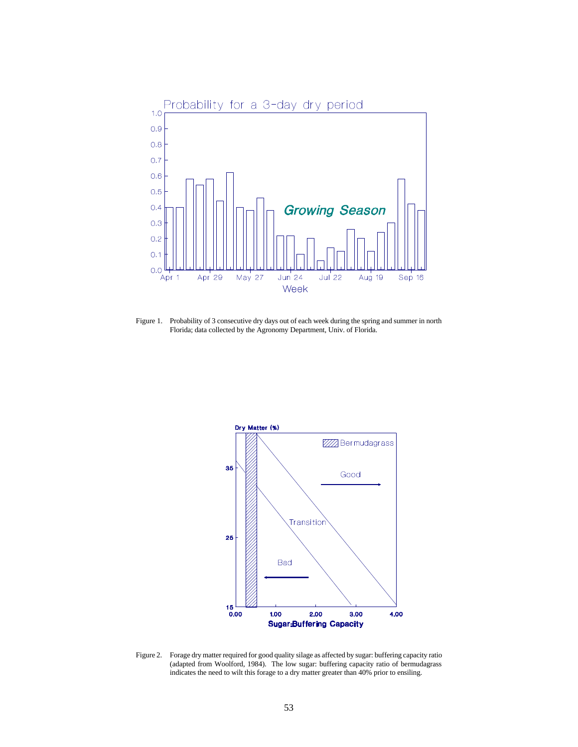Figure 1. Probability of 3 consecutive dry days out of each week during the spring and summer in north Florida; data collected by the Agronomy Department, Univ. of Florida.

Figure 2. Forage dry matter required for good quality silage as affected by sugar: buffering capacity ratio (adapted from Woolford, 1984). The low sugar: buffering capacity ratio of bermudagrass indicates the need to wilt this forage to a dry matter greater than 40% prior to ensiling.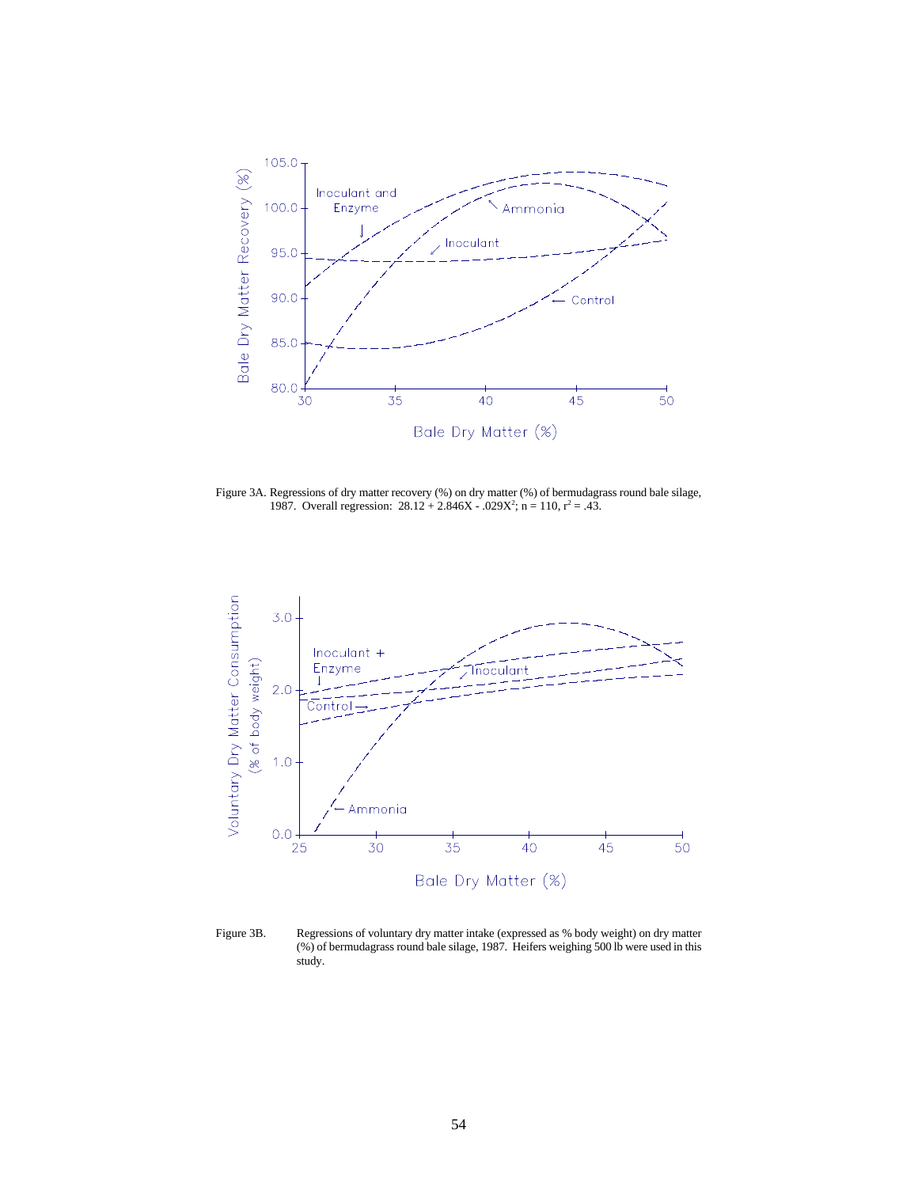Figure 3A. Regressions of dry matter recovery (%) on dry matter (%) of bermudagrass round bale silage, 1987. Overall regression: $28.12 + 2.846X - .029X^2$; n = 110, $r^2 = .43$.

Figure 3B. Regressions of voluntary dry matter intake (expressed as % body weight) on dry matter (%) of bermudagrass round bale silage, 1987. Heifers weighing 500 lb were used in this study.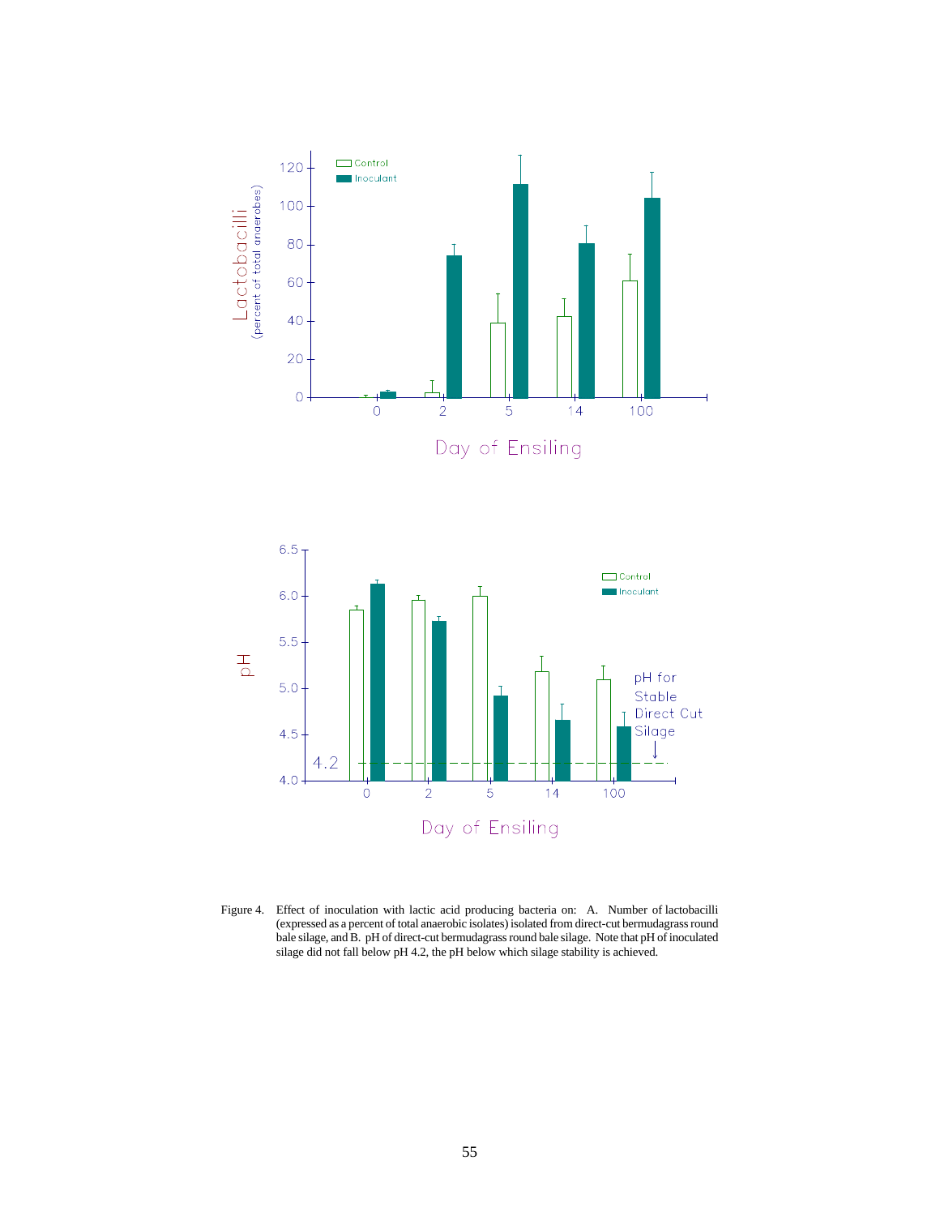Figure 4. Effect of inoculation with lactic acid producing bacteria on: A. Number of lactobacilli (expressed as a percent of total anaerobic isolates) isolated from direct-cut bermudagrass round bale silage, and B. pH of direct-cut bermudagrass round bale silage. Note that pH of inoculated silage did not fall below pH 4.2, the pH below which silage stability is achieved.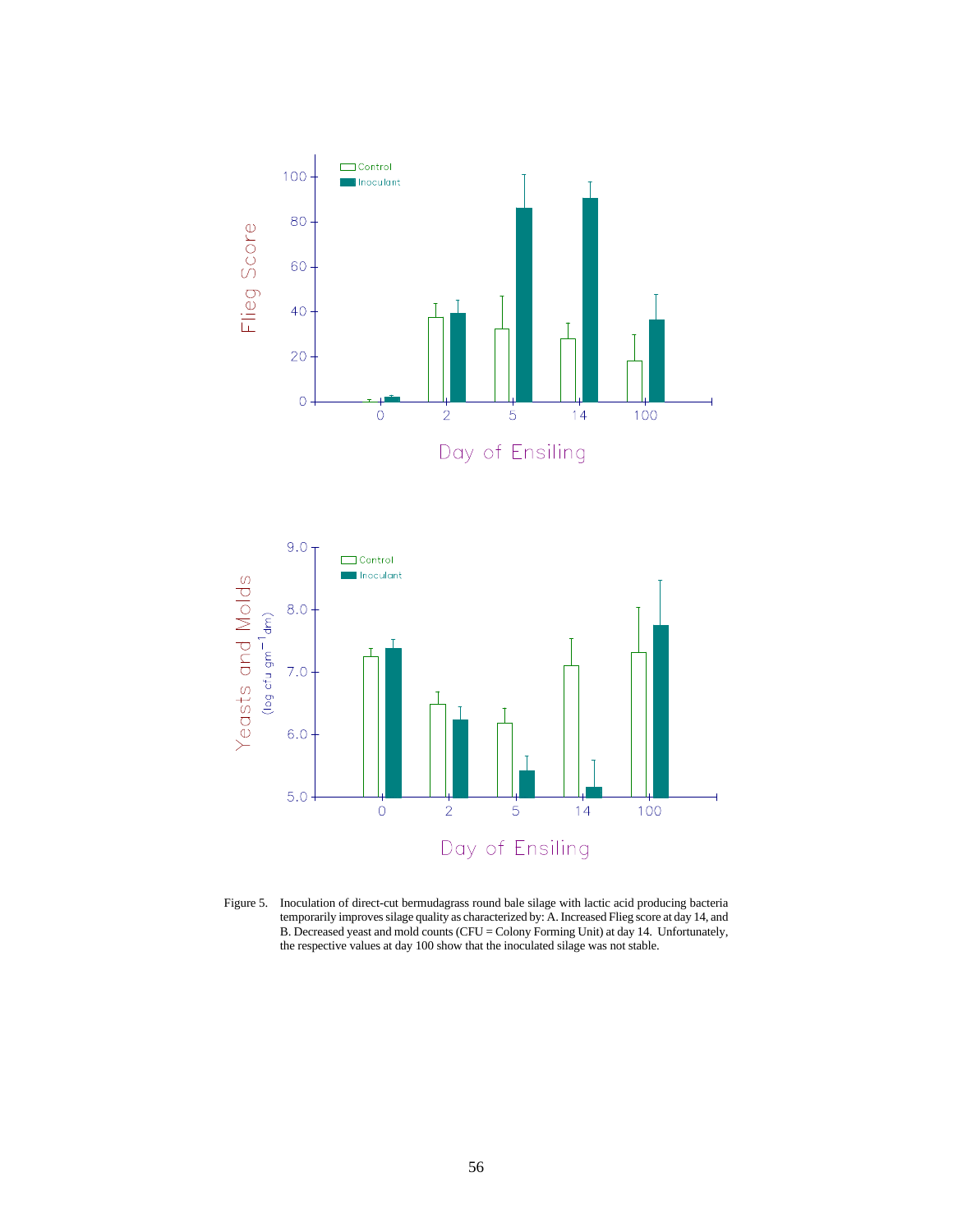Figure 5. Inoculation of direct-cut bermudagrass round bale silage with lactic acid producing bacteria temporarily improves silage quality as characterized by: A. Increased Flieg score at day 14, and B. Decreased yeast and mold counts (CFU = Colony Forming Unit) at day 14. Unfortunately, the respective values at day 100 show that the inoculated silage was not stable.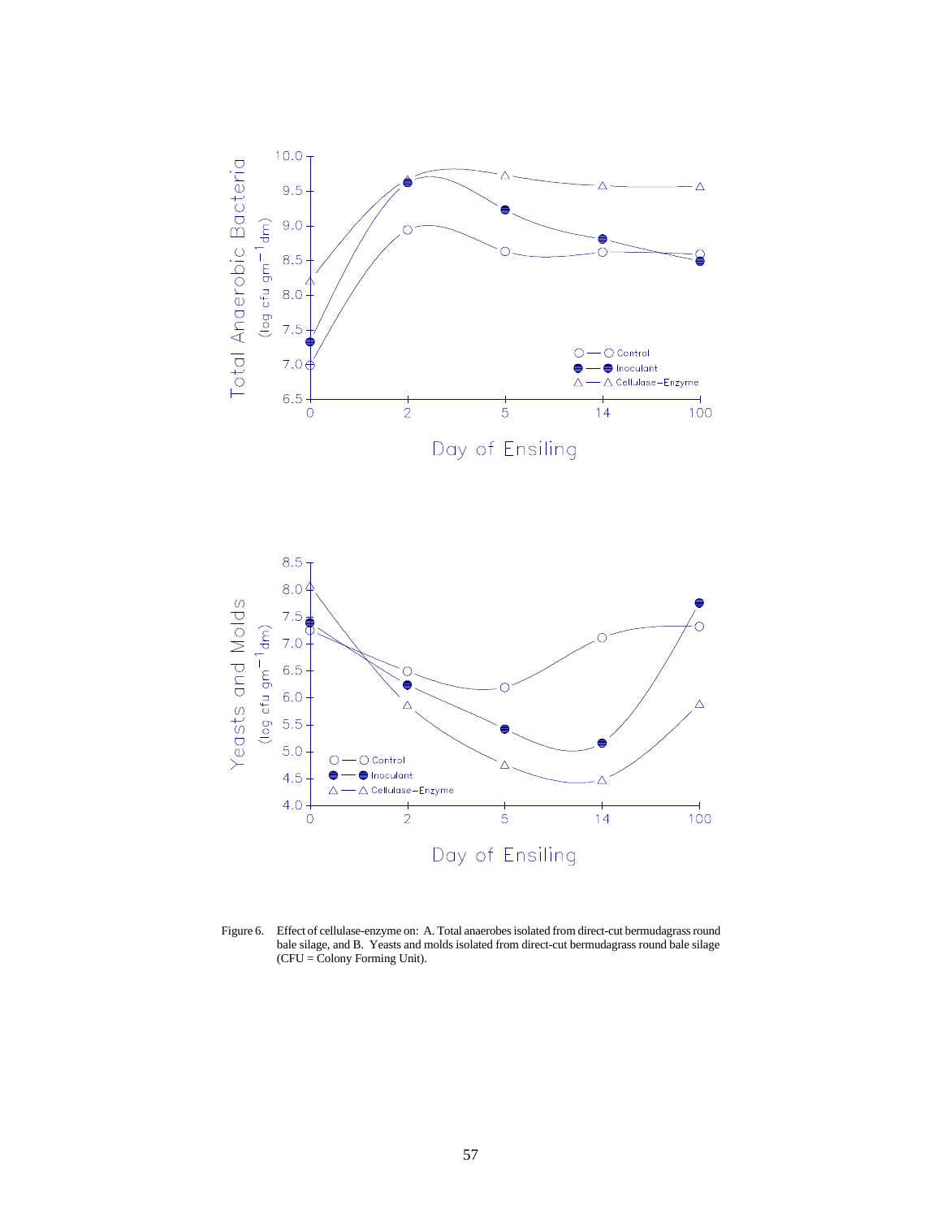Total Anaerobic Bacteria
(log cfu gm$^{-1}$dm)

10.0
9.5
9.0
8.5
8.0
7.5
7.0
6.5

0 2 5 14 100

Day of Ensiling

Control
Inoculant
Cellulase−Enzyme

Yeasts and Molds
(log cfu gm$^{-1}$dm)

8.5
8.0
7.5
7.0
6.5
6.0
5.5
5.0
4.5
4.0

0 2 5 14 100

Day of Ensiling

Control
Inoculant
Cellulase−Enzyme

Figure 6. Effect of cellulase-enzyme on: A. Total anaerobes isolated from direct-cut bermudagrass round bale silage, and B. Yeasts and molds isolated from direct-cut bermudagrass round bale silage (CFU = Colony Forming Unit).